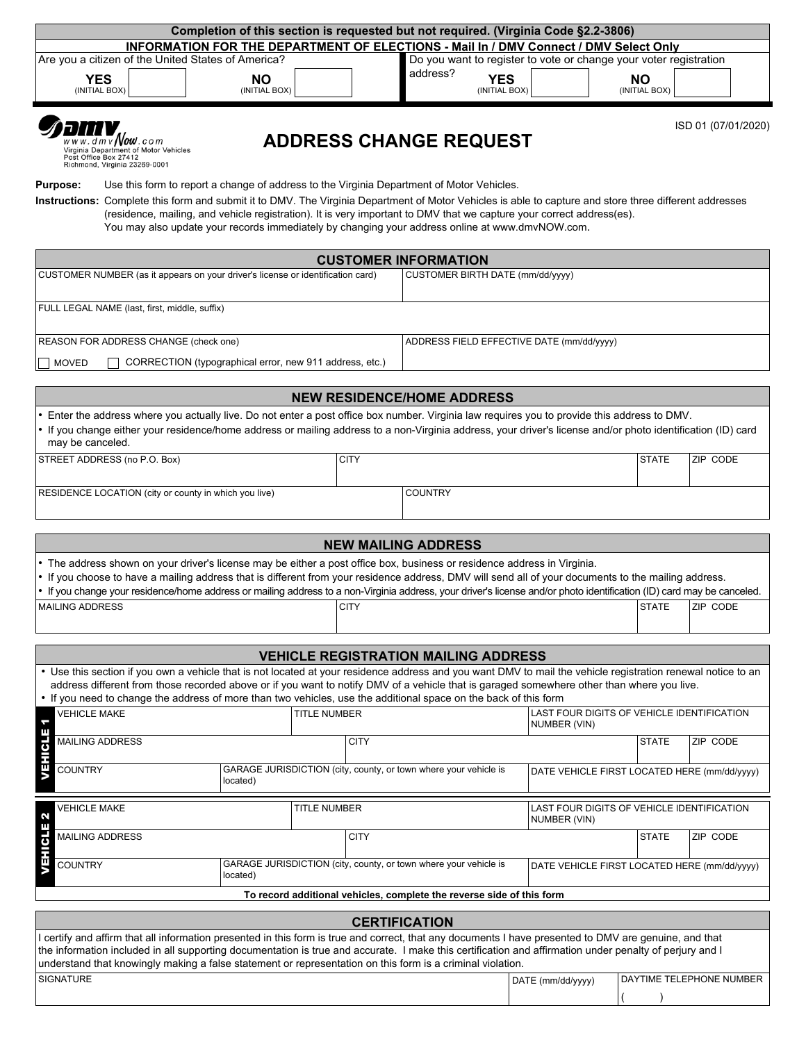| Completion of this section is requested but not required. (Virginia Code §2.2-3806) | |
|---|---|
| **INFORMATION FOR THE DEPARTMENT OF ELECTIONS - Mail In / DMV Connect / DMV Select Only** | |
| Are you a citizen of the United States of America? **YES** (INITIAL BOX) ☐ **NO** (INITIAL BOX) ☐ | Do you want to register to vote or change your voter registration address? **YES** (INITIAL BOX) ☐ **NO** (INITIAL BOX) ☐ |

www.dmvNow.com
Virginia Department of Motor Vehicles
Post Office Box 27412
Richmond, Virginia 23269-0001

ISD 01 (07/01/2020)

# ADDRESS CHANGE REQUEST

**Purpose:** Use this form to report a change of address to the Virginia Department of Motor Vehicles.

**Instructions:** Complete this form and submit it to DMV. The Virginia Department of Motor Vehicles is able to capture and store three different addresses (residence, mailing, and vehicle registration). It is very important to DMV that we capture your correct address(es). You may also update your records immediately by changing your address online at www.dmvNOW.com.

## CUSTOMER INFORMATION

| | |
|---|---|
| CUSTOMER NUMBER (as it appears on your driver's license or identification card) | CUSTOMER BIRTH DATE (mm/dd/yyyy) |
| FULL LEGAL NAME (last, first, middle, suffix) | |
| REASON FOR ADDRESS CHANGE (check one)<br>☐ MOVED ☐ CORRECTION (typographical error, new 911 address, etc.) | ADDRESS FIELD EFFECTIVE DATE (mm/dd/yyyy) |

## NEW RESIDENCE/HOME ADDRESS

- Enter the address where you actually live. Do not enter a post office box number. Virginia law requires you to provide this address to DMV.
- If you change either your residence/home address or mailing address to a non-Virginia address, your driver's license and/or photo identification (ID) card may be canceled.

| | | | |
|---|---|---|---|
| STREET ADDRESS (no P.O. Box) | CITY | STATE | ZIP CODE |
| RESIDENCE LOCATION (city or county in which you live) | COUNTRY | | |

## NEW MAILING ADDRESS

- The address shown on your driver's license may be either a post office box, business or residence address in Virginia.
- If you choose to have a mailing address that is different from your residence address, DMV will send all of your documents to the mailing address.
- If you change your residence/home address or mailing address to a non-Virginia address, your driver's license and/or photo identification (ID) card may be canceled.

| | | | |
|---|---|---|---|
| MAILING ADDRESS | CITY | STATE | ZIP CODE |

## VEHICLE REGISTRATION MAILING ADDRESS

- Use this section if you own a vehicle that is not located at your residence address and you want DMV to mail the vehicle registration renewal notice to an address different from those recorded above or if you want to notify DMV of a vehicle that is garaged somewhere other than where you live.
- If you need to change the address of more than two vehicles, use the additional space on the back of this form

**VEHICLE 1**

| | | | |
|---|---|---|---|
| VEHICLE MAKE | TITLE NUMBER | LAST FOUR DIGITS OF VEHICLE IDENTIFICATION NUMBER (VIN) | |
| MAILING ADDRESS | CITY | STATE | ZIP CODE |
| COUNTRY | GARAGE JURISDICTION (city, county, or town where your vehicle is located) | DATE VEHICLE FIRST LOCATED HERE (mm/dd/yyyy) | |

**VEHICLE 2**

| | | | |
|---|---|---|---|
| VEHICLE MAKE | TITLE NUMBER | LAST FOUR DIGITS OF VEHICLE IDENTIFICATION NUMBER (VIN) | |
| MAILING ADDRESS | CITY | STATE | ZIP CODE |
| COUNTRY | GARAGE JURISDICTION (city, county, or town where your vehicle is located) | DATE VEHICLE FIRST LOCATED HERE (mm/dd/yyyy) | |

**To record additional vehicles, complete the reverse side of this form**

## CERTIFICATION

I certify and affirm that all information presented in this form is true and correct, that any documents I have presented to DMV are genuine, and that the information included in all supporting documentation is true and accurate. I make this certification and affirmation under penalty of perjury and I understand that knowingly making a false statement or representation on this form is a criminal violation.

| | | |
|---|---|---|
| SIGNATURE | DATE (mm/dd/yyyy) | DAYTIME TELEPHONE NUMBER<br>( ) |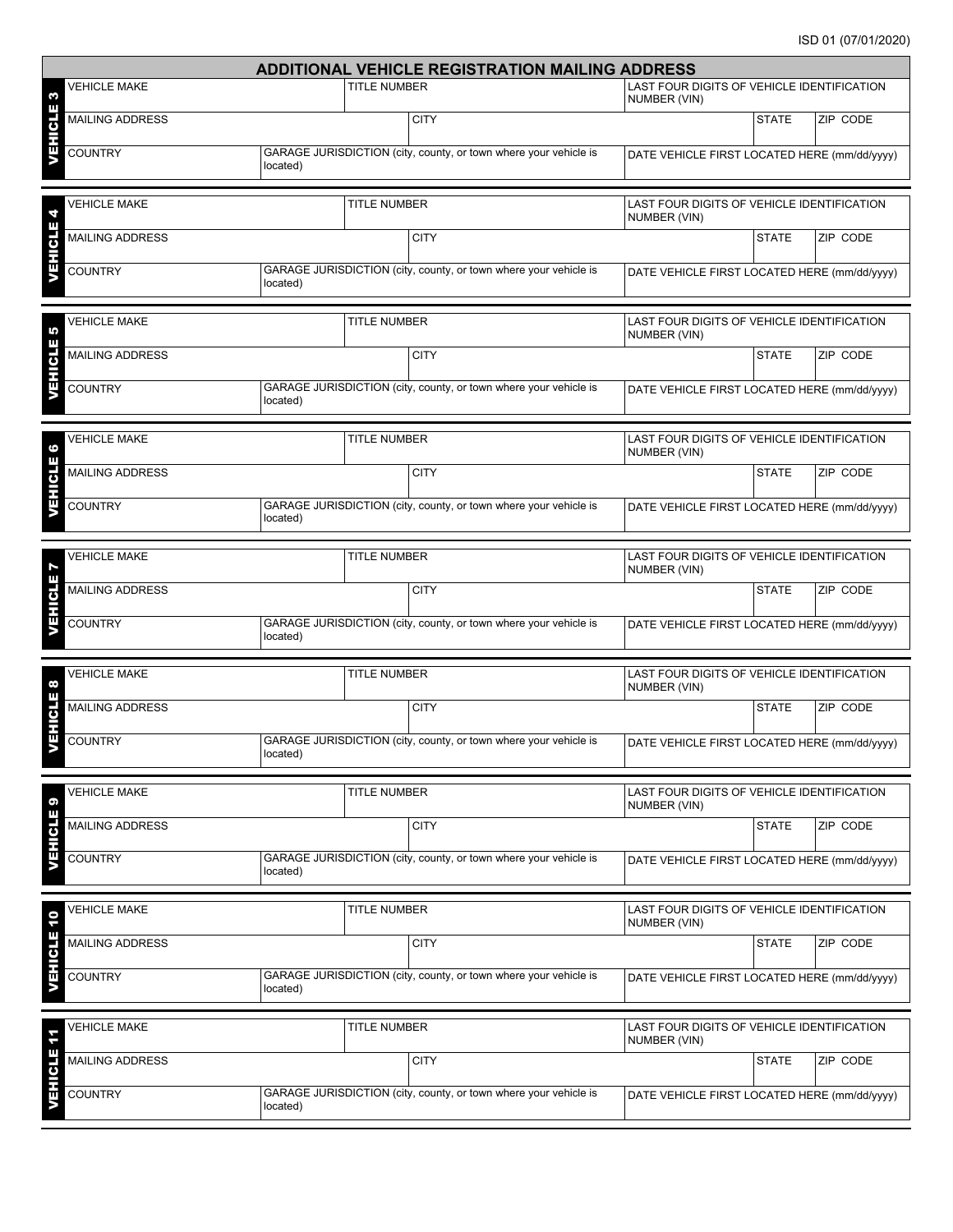ISD 01 (07/01/2020)

## ADDITIONAL VEHICLE REGISTRATION MAILING ADDRESS

| VEHICLE 3 | | | | | |
|---|---|---|---|---|---|
| VEHICLE MAKE | TITLE NUMBER | | LAST FOUR DIGITS OF VEHICLE IDENTIFICATION NUMBER (VIN) | | |
| MAILING ADDRESS | | CITY | | STATE | ZIP CODE |
| COUNTRY | GARAGE JURISDICTION (city, county, or town where your vehicle is located) | | DATE VEHICLE FIRST LOCATED HERE (mm/dd/yyyy) | | |

| VEHICLE 4 | | | | | |
|---|---|---|---|---|---|
| VEHICLE MAKE | TITLE NUMBER | | LAST FOUR DIGITS OF VEHICLE IDENTIFICATION NUMBER (VIN) | | |
| MAILING ADDRESS | | CITY | | STATE | ZIP CODE |
| COUNTRY | GARAGE JURISDICTION (city, county, or town where your vehicle is located) | | DATE VEHICLE FIRST LOCATED HERE (mm/dd/yyyy) | | |

| VEHICLE 5 | | | | | |
|---|---|---|---|---|---|
| VEHICLE MAKE | TITLE NUMBER | | LAST FOUR DIGITS OF VEHICLE IDENTIFICATION NUMBER (VIN) | | |
| MAILING ADDRESS | | CITY | | STATE | ZIP CODE |
| COUNTRY | GARAGE JURISDICTION (city, county, or town where your vehicle is located) | | DATE VEHICLE FIRST LOCATED HERE (mm/dd/yyyy) | | |

| VEHICLE 6 | | | | | |
|---|---|---|---|---|---|
| VEHICLE MAKE | TITLE NUMBER | | LAST FOUR DIGITS OF VEHICLE IDENTIFICATION NUMBER (VIN) | | |
| MAILING ADDRESS | | CITY | | STATE | ZIP CODE |
| COUNTRY | GARAGE JURISDICTION (city, county, or town where your vehicle is located) | | DATE VEHICLE FIRST LOCATED HERE (mm/dd/yyyy) | | |

| VEHICLE 7 | | | | | |
|---|---|---|---|---|---|
| VEHICLE MAKE | TITLE NUMBER | | LAST FOUR DIGITS OF VEHICLE IDENTIFICATION NUMBER (VIN) | | |
| MAILING ADDRESS | | CITY | | STATE | ZIP CODE |
| COUNTRY | GARAGE JURISDICTION (city, county, or town where your vehicle is located) | | DATE VEHICLE FIRST LOCATED HERE (mm/dd/yyyy) | | |

| VEHICLE 8 | | | | | |
|---|---|---|---|---|---|
| VEHICLE MAKE | TITLE NUMBER | | LAST FOUR DIGITS OF VEHICLE IDENTIFICATION NUMBER (VIN) | | |
| MAILING ADDRESS | | CITY | | STATE | ZIP CODE |
| COUNTRY | GARAGE JURISDICTION (city, county, or town where your vehicle is located) | | DATE VEHICLE FIRST LOCATED HERE (mm/dd/yyyy) | | |

| VEHICLE 9 | | | | | |
|---|---|---|---|---|---|
| VEHICLE MAKE | TITLE NUMBER | | LAST FOUR DIGITS OF VEHICLE IDENTIFICATION NUMBER (VIN) | | |
| MAILING ADDRESS | | CITY | | STATE | ZIP CODE |
| COUNTRY | GARAGE JURISDICTION (city, county, or town where your vehicle is located) | | DATE VEHICLE FIRST LOCATED HERE (mm/dd/yyyy) | | |

| VEHICLE 10 | | | | | |
|---|---|---|---|---|---|
| VEHICLE MAKE | TITLE NUMBER | | LAST FOUR DIGITS OF VEHICLE IDENTIFICATION NUMBER (VIN) | | |
| MAILING ADDRESS | | CITY | | STATE | ZIP CODE |
| COUNTRY | GARAGE JURISDICTION (city, county, or town where your vehicle is located) | | DATE VEHICLE FIRST LOCATED HERE (mm/dd/yyyy) | | |

| VEHICLE 11 | | | | | |
|---|---|---|---|---|---|
| VEHICLE MAKE | TITLE NUMBER | | LAST FOUR DIGITS OF VEHICLE IDENTIFICATION NUMBER (VIN) | | |
| MAILING ADDRESS | | CITY | | STATE | ZIP CODE |
| COUNTRY | GARAGE JURISDICTION (city, county, or town where your vehicle is located) | | DATE VEHICLE FIRST LOCATED HERE (mm/dd/yyyy) | | |